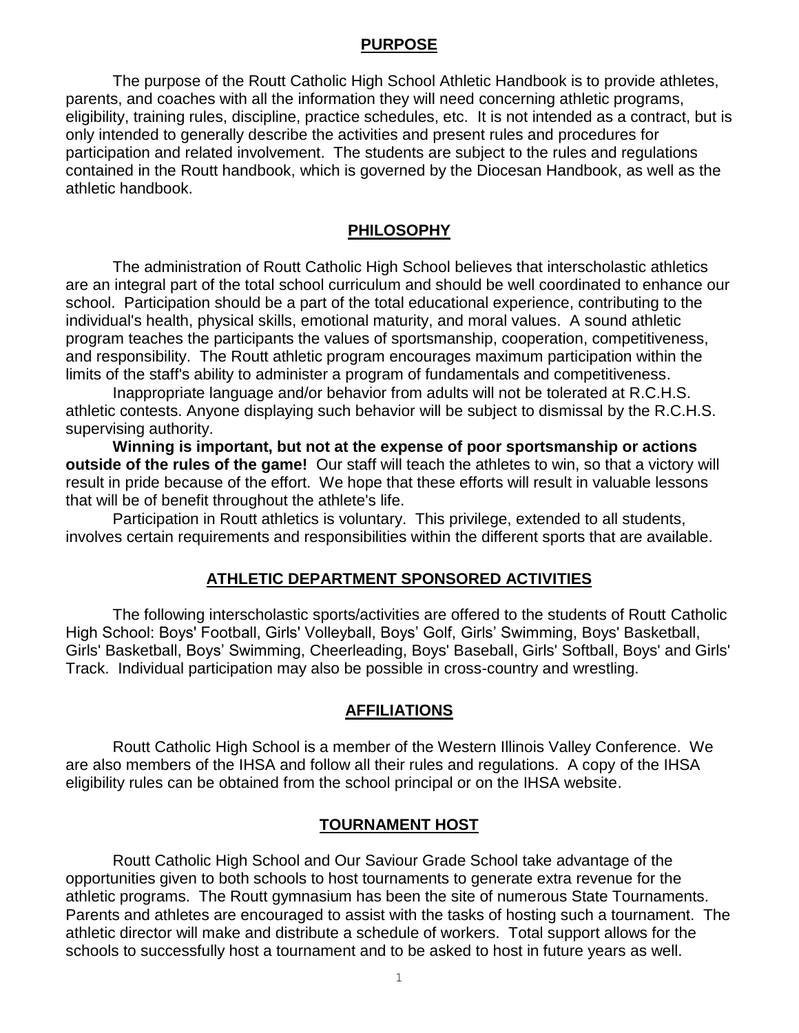## PURPOSE

The purpose of the Routt Catholic High School Athletic Handbook is to provide athletes, parents, and coaches with all the information they will need concerning athletic programs, eligibility, training rules, discipline, practice schedules, etc. It is not intended as a contract, but is only intended to generally describe the activities and present rules and procedures for participation and related involvement. The students are subject to the rules and regulations contained in the Routt handbook, which is governed by the Diocesan Handbook, as well as the athletic handbook.

## PHILOSOPHY

The administration of Routt Catholic High School believes that interscholastic athletics are an integral part of the total school curriculum and should be well coordinated to enhance our school. Participation should be a part of the total educational experience, contributing to the individual's health, physical skills, emotional maturity, and moral values. A sound athletic program teaches the participants the values of sportsmanship, cooperation, competitiveness, and responsibility. The Routt athletic program encourages maximum participation within the limits of the staff's ability to administer a program of fundamentals and competitiveness.

Inappropriate language and/or behavior from adults will not be tolerated at R.C.H.S. athletic contests. Anyone displaying such behavior will be subject to dismissal by the R.C.H.S. supervising authority.

**Winning is important, but not at the expense of poor sportsmanship or actions outside of the rules of the game!** Our staff will teach the athletes to win, so that a victory will result in pride because of the effort. We hope that these efforts will result in valuable lessons that will be of benefit throughout the athlete's life.

Participation in Routt athletics is voluntary. This privilege, extended to all students, involves certain requirements and responsibilities within the different sports that are available.

## ATHLETIC DEPARTMENT SPONSORED ACTIVITIES

The following interscholastic sports/activities are offered to the students of Routt Catholic High School: Boys' Football, Girls' Volleyball, Boys' Golf, Girls' Swimming, Boys' Basketball, Girls' Basketball, Boys' Swimming, Cheerleading, Boys' Baseball, Girls' Softball, Boys' and Girls' Track. Individual participation may also be possible in cross-country and wrestling.

## AFFILIATIONS

Routt Catholic High School is a member of the Western Illinois Valley Conference. We are also members of the IHSA and follow all their rules and regulations. A copy of the IHSA eligibility rules can be obtained from the school principal or on the IHSA website.

## TOURNAMENT HOST

Routt Catholic High School and Our Saviour Grade School take advantage of the opportunities given to both schools to host tournaments to generate extra revenue for the athletic programs. The Routt gymnasium has been the site of numerous State Tournaments. Parents and athletes are encouraged to assist with the tasks of hosting such a tournament. The athletic director will make and distribute a schedule of workers. Total support allows for the schools to successfully host a tournament and to be asked to host in future years as well.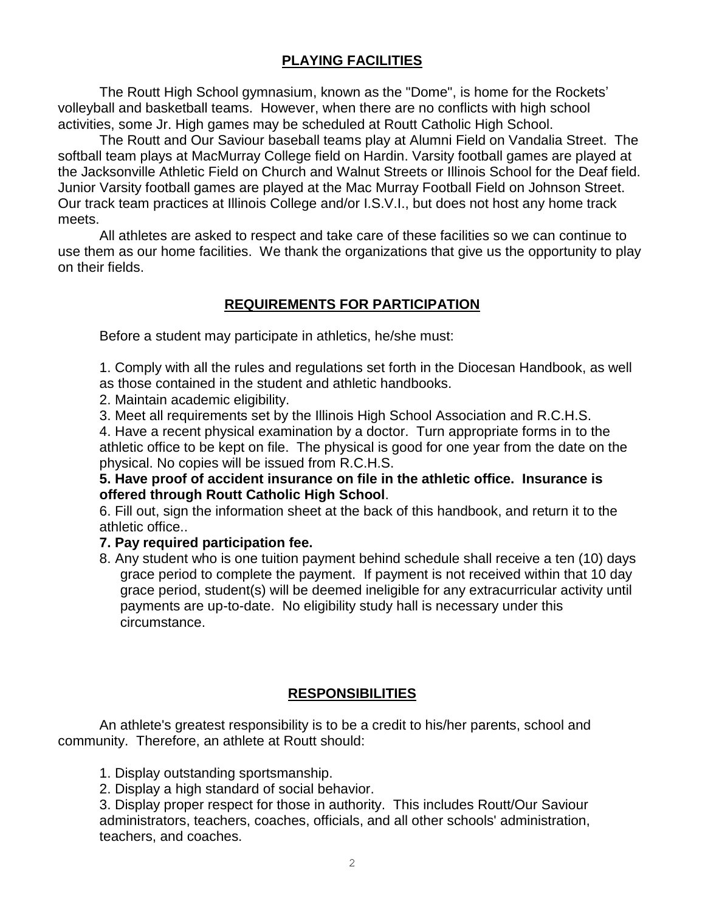## PLAYING FACILITIES

The Routt High School gymnasium, known as the "Dome", is home for the Rockets' volleyball and basketball teams. However, when there are no conflicts with high school activities, some Jr. High games may be scheduled at Routt Catholic High School.

The Routt and Our Saviour baseball teams play at Alumni Field on Vandalia Street. The softball team plays at MacMurray College field on Hardin. Varsity football games are played at the Jacksonville Athletic Field on Church and Walnut Streets or Illinois School for the Deaf field. Junior Varsity football games are played at the Mac Murray Football Field on Johnson Street. Our track team practices at Illinois College and/or I.S.V.I., but does not host any home track meets.

All athletes are asked to respect and take care of these facilities so we can continue to use them as our home facilities. We thank the organizations that give us the opportunity to play on their fields.

## REQUIREMENTS FOR PARTICIPATION

Before a student may participate in athletics, he/she must:

1. Comply with all the rules and regulations set forth in the Diocesan Handbook, as well as those contained in the student and athletic handbooks.
2. Maintain academic eligibility.
3. Meet all requirements set by the Illinois High School Association and R.C.H.S.
4. Have a recent physical examination by a doctor. Turn appropriate forms in to the athletic office to be kept on file. The physical is good for one year from the date on the physical. No copies will be issued from R.C.H.S.
5. **Have proof of accident insurance on file in the athletic office. Insurance is offered through Routt Catholic High School**.
6. Fill out, sign the information sheet at the back of this handbook, and return it to the athletic office..
7. **Pay required participation fee.**
8. Any student who is one tuition payment behind schedule shall receive a ten (10) days grace period to complete the payment. If payment is not received within that 10 day grace period, student(s) will be deemed ineligible for any extracurricular activity until payments are up-to-date. No eligibility study hall is necessary under this circumstance.

## RESPONSIBILITIES

An athlete's greatest responsibility is to be a credit to his/her parents, school and community. Therefore, an athlete at Routt should:

1. Display outstanding sportsmanship.
2. Display a high standard of social behavior.
3. Display proper respect for those in authority. This includes Routt/Our Saviour administrators, teachers, coaches, officials, and all other schools' administration, teachers, and coaches.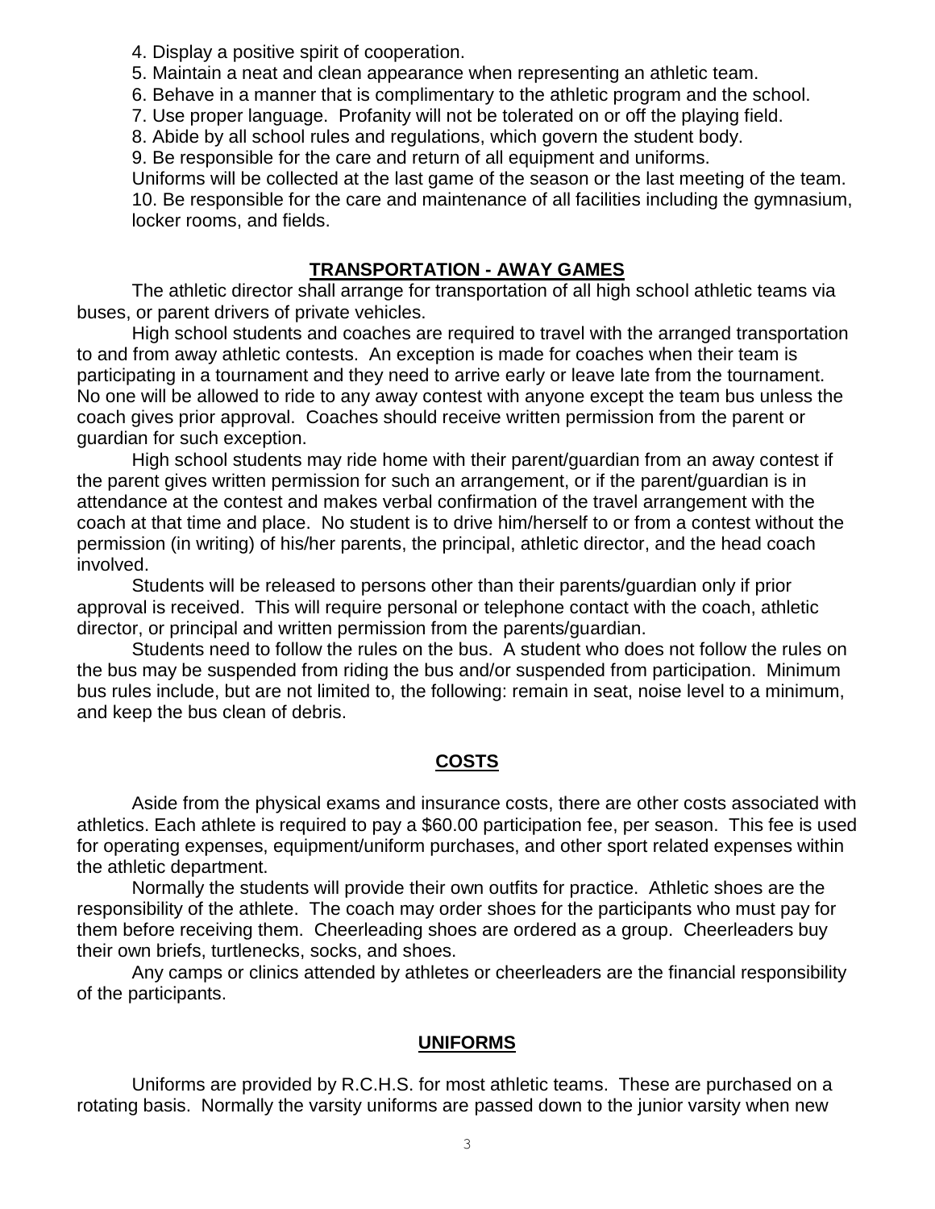4. Display a positive spirit of cooperation.
5. Maintain a neat and clean appearance when representing an athletic team.
6. Behave in a manner that is complimentary to the athletic program and the school.
7. Use proper language. Profanity will not be tolerated on or off the playing field.
8. Abide by all school rules and regulations, which govern the student body.
9. Be responsible for the care and return of all equipment and uniforms.
Uniforms will be collected at the last game of the season or the last meeting of the team.
10. Be responsible for the care and maintenance of all facilities including the gymnasium, locker rooms, and fields.

## TRANSPORTATION - AWAY GAMES

The athletic director shall arrange for transportation of all high school athletic teams via buses, or parent drivers of private vehicles.

High school students and coaches are required to travel with the arranged transportation to and from away athletic contests. An exception is made for coaches when their team is participating in a tournament and they need to arrive early or leave late from the tournament. No one will be allowed to ride to any away contest with anyone except the team bus unless the coach gives prior approval. Coaches should receive written permission from the parent or guardian for such exception.

High school students may ride home with their parent/guardian from an away contest if the parent gives written permission for such an arrangement, or if the parent/guardian is in attendance at the contest and makes verbal confirmation of the travel arrangement with the coach at that time and place. No student is to drive him/herself to or from a contest without the permission (in writing) of his/her parents, the principal, athletic director, and the head coach involved.

Students will be released to persons other than their parents/guardian only if prior approval is received. This will require personal or telephone contact with the coach, athletic director, or principal and written permission from the parents/guardian.

Students need to follow the rules on the bus. A student who does not follow the rules on the bus may be suspended from riding the bus and/or suspended from participation. Minimum bus rules include, but are not limited to, the following: remain in seat, noise level to a minimum, and keep the bus clean of debris.

## COSTS

Aside from the physical exams and insurance costs, there are other costs associated with athletics. Each athlete is required to pay a $60.00 participation fee, per season. This fee is used for operating expenses, equipment/uniform purchases, and other sport related expenses within the athletic department.

Normally the students will provide their own outfits for practice. Athletic shoes are the responsibility of the athlete. The coach may order shoes for the participants who must pay for them before receiving them. Cheerleading shoes are ordered as a group. Cheerleaders buy their own briefs, turtlenecks, socks, and shoes.

Any camps or clinics attended by athletes or cheerleaders are the financial responsibility of the participants.

## UNIFORMS

Uniforms are provided by R.C.H.S. for most athletic teams. These are purchased on a rotating basis. Normally the varsity uniforms are passed down to the junior varsity when new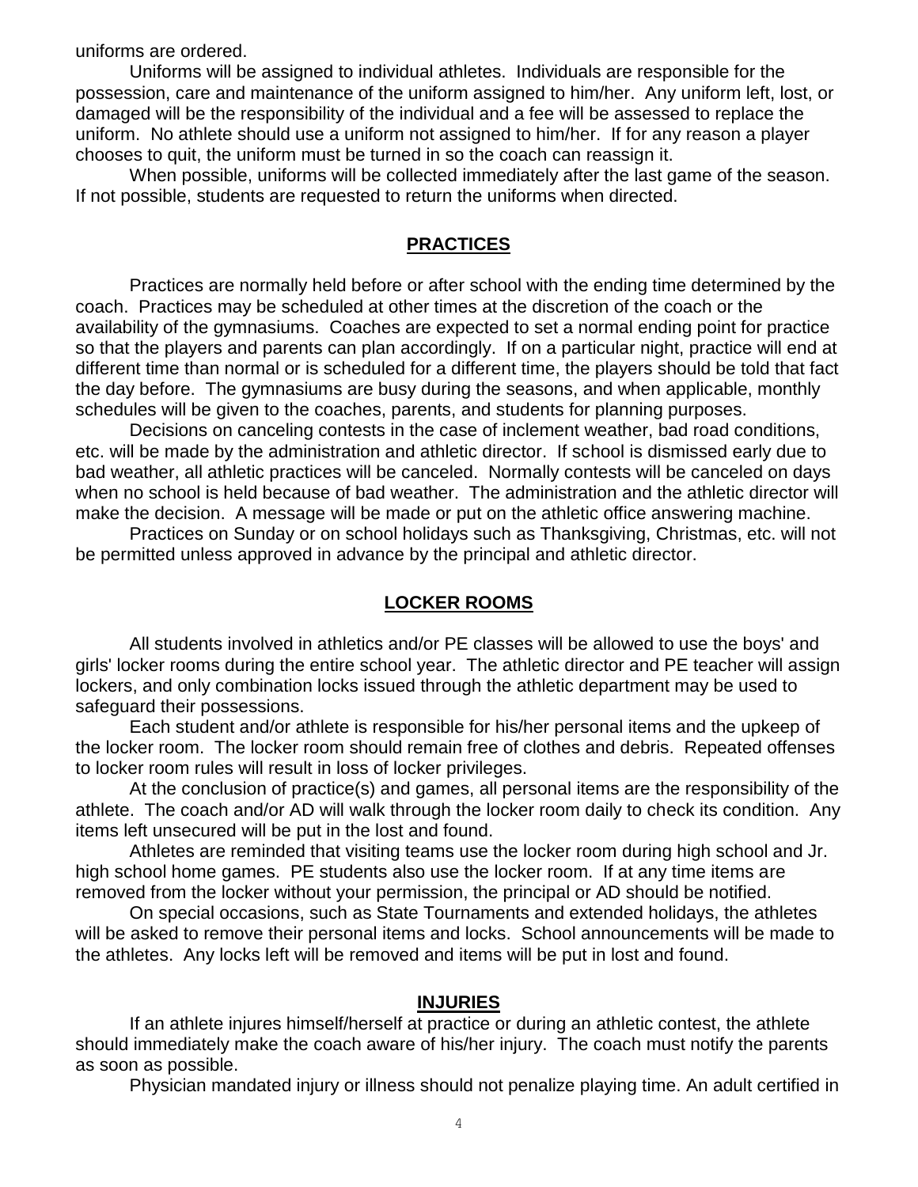uniforms are ordered.

Uniforms will be assigned to individual athletes. Individuals are responsible for the possession, care and maintenance of the uniform assigned to him/her. Any uniform left, lost, or damaged will be the responsibility of the individual and a fee will be assessed to replace the uniform. No athlete should use a uniform not assigned to him/her. If for any reason a player chooses to quit, the uniform must be turned in so the coach can reassign it.

When possible, uniforms will be collected immediately after the last game of the season. If not possible, students are requested to return the uniforms when directed.

## PRACTICES

Practices are normally held before or after school with the ending time determined by the coach. Practices may be scheduled at other times at the discretion of the coach or the availability of the gymnasiums. Coaches are expected to set a normal ending point for practice so that the players and parents can plan accordingly. If on a particular night, practice will end at different time than normal or is scheduled for a different time, the players should be told that fact the day before. The gymnasiums are busy during the seasons, and when applicable, monthly schedules will be given to the coaches, parents, and students for planning purposes.

Decisions on canceling contests in the case of inclement weather, bad road conditions, etc. will be made by the administration and athletic director. If school is dismissed early due to bad weather, all athletic practices will be canceled. Normally contests will be canceled on days when no school is held because of bad weather. The administration and the athletic director will make the decision. A message will be made or put on the athletic office answering machine.

Practices on Sunday or on school holidays such as Thanksgiving, Christmas, etc. will not be permitted unless approved in advance by the principal and athletic director.

## LOCKER ROOMS

All students involved in athletics and/or PE classes will be allowed to use the boys' and girls' locker rooms during the entire school year. The athletic director and PE teacher will assign lockers, and only combination locks issued through the athletic department may be used to safeguard their possessions.

Each student and/or athlete is responsible for his/her personal items and the upkeep of the locker room. The locker room should remain free of clothes and debris. Repeated offenses to locker room rules will result in loss of locker privileges.

At the conclusion of practice(s) and games, all personal items are the responsibility of the athlete. The coach and/or AD will walk through the locker room daily to check its condition. Any items left unsecured will be put in the lost and found.

Athletes are reminded that visiting teams use the locker room during high school and Jr. high school home games. PE students also use the locker room. If at any time items are removed from the locker without your permission, the principal or AD should be notified.

On special occasions, such as State Tournaments and extended holidays, the athletes will be asked to remove their personal items and locks. School announcements will be made to the athletes. Any locks left will be removed and items will be put in lost and found.

## INJURIES

If an athlete injures himself/herself at practice or during an athletic contest, the athlete should immediately make the coach aware of his/her injury. The coach must notify the parents as soon as possible.

Physician mandated injury or illness should not penalize playing time. An adult certified in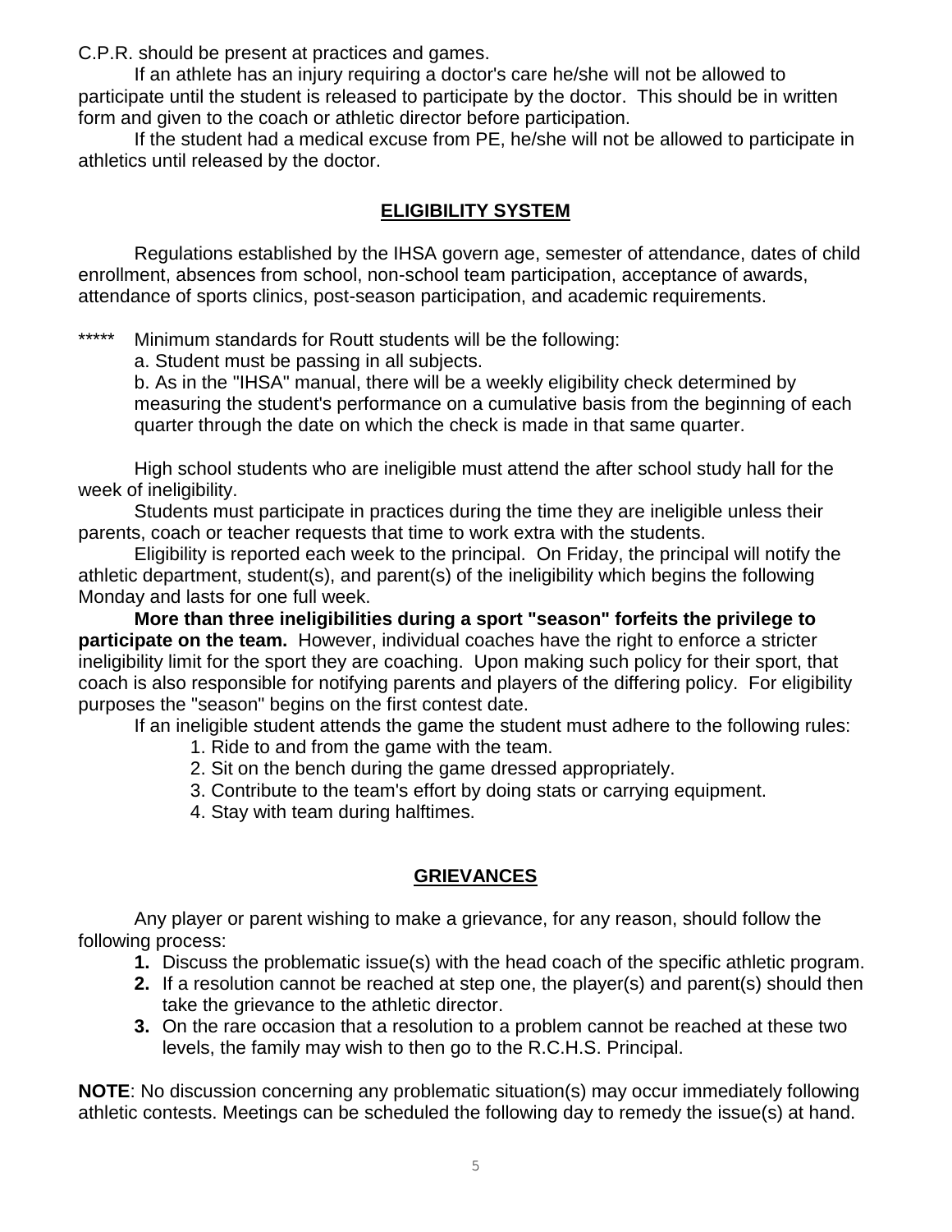C.P.R. should be present at practices and games.

If an athlete has an injury requiring a doctor's care he/she will not be allowed to participate until the student is released to participate by the doctor. This should be in written form and given to the coach or athletic director before participation.

If the student had a medical excuse from PE, he/she will not be allowed to participate in athletics until released by the doctor.

## ELIGIBILITY SYSTEM

Regulations established by the IHSA govern age, semester of attendance, dates of child enrollment, absences from school, non-school team participation, acceptance of awards, attendance of sports clinics, post-season participation, and academic requirements.

***** Minimum standards for Routt students will be the following:

a. Student must be passing in all subjects.

b. As in the "IHSA" manual, there will be a weekly eligibility check determined by measuring the student's performance on a cumulative basis from the beginning of each quarter through the date on which the check is made in that same quarter.

High school students who are ineligible must attend the after school study hall for the week of ineligibility.

Students must participate in practices during the time they are ineligible unless their parents, coach or teacher requests that time to work extra with the students.

Eligibility is reported each week to the principal. On Friday, the principal will notify the athletic department, student(s), and parent(s) of the ineligibility which begins the following Monday and lasts for one full week.

**More than three ineligibilities during a sport "season" forfeits the privilege to participate on the team.** However, individual coaches have the right to enforce a stricter ineligibility limit for the sport they are coaching. Upon making such policy for their sport, that coach is also responsible for notifying parents and players of the differing policy. For eligibility purposes the "season" begins on the first contest date.

If an ineligible student attends the game the student must adhere to the following rules:

1. Ride to and from the game with the team.
2. Sit on the bench during the game dressed appropriately.
3. Contribute to the team's effort by doing stats or carrying equipment.
4. Stay with team during halftimes.

## GRIEVANCES

Any player or parent wishing to make a grievance, for any reason, should follow the following process:

1. Discuss the problematic issue(s) with the head coach of the specific athletic program.
2. If a resolution cannot be reached at step one, the player(s) and parent(s) should then take the grievance to the athletic director.
3. On the rare occasion that a resolution to a problem cannot be reached at these two levels, the family may wish to then go to the R.C.H.S. Principal.

**NOTE**: No discussion concerning any problematic situation(s) may occur immediately following athletic contests. Meetings can be scheduled the following day to remedy the issue(s) at hand.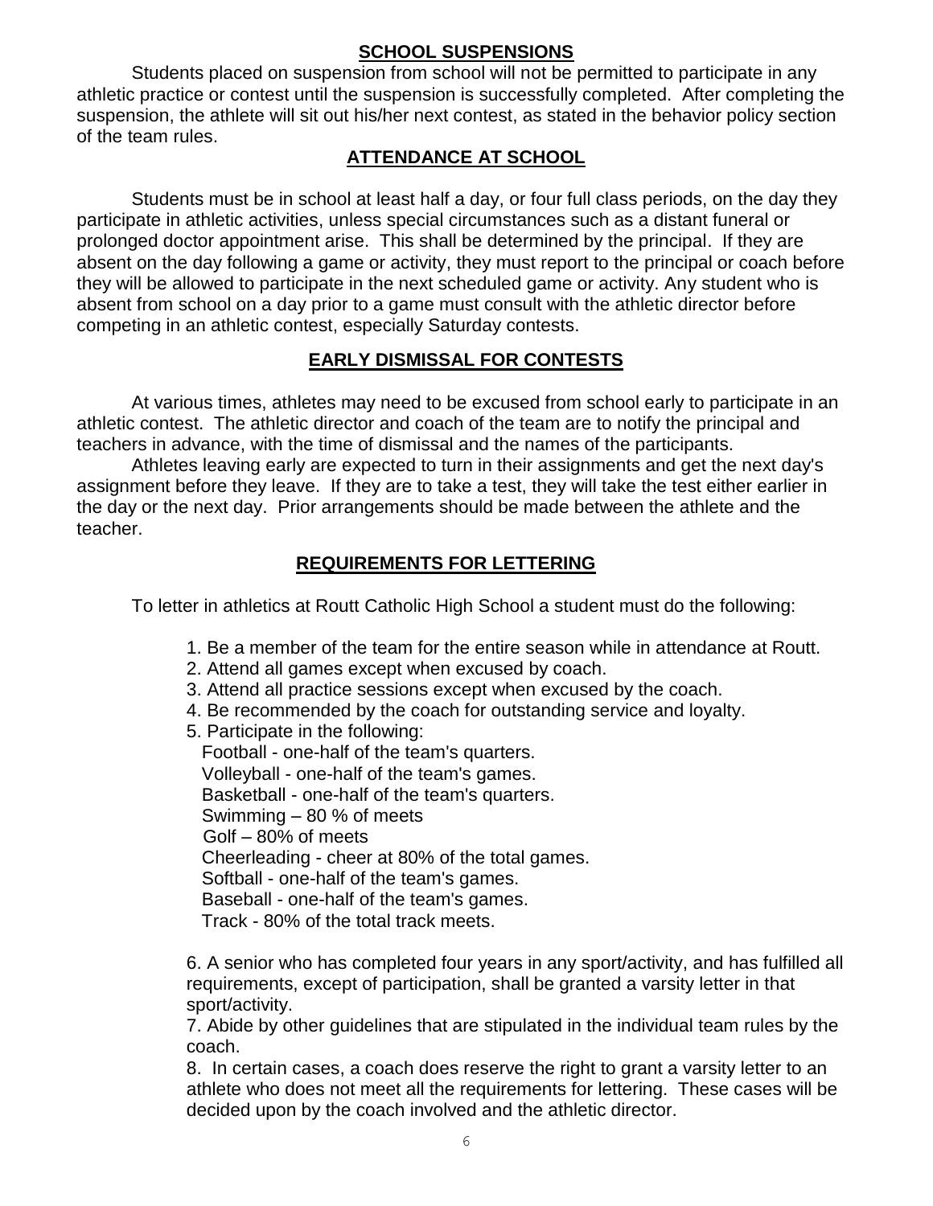## SCHOOL SUSPENSIONS

Students placed on suspension from school will not be permitted to participate in any athletic practice or contest until the suspension is successfully completed. After completing the suspension, the athlete will sit out his/her next contest, as stated in the behavior policy section of the team rules.

## ATTENDANCE AT SCHOOL

Students must be in school at least half a day, or four full class periods, on the day they participate in athletic activities, unless special circumstances such as a distant funeral or prolonged doctor appointment arise. This shall be determined by the principal. If they are absent on the day following a game or activity, they must report to the principal or coach before they will be allowed to participate in the next scheduled game or activity. Any student who is absent from school on a day prior to a game must consult with the athletic director before competing in an athletic contest, especially Saturday contests.

## EARLY DISMISSAL FOR CONTESTS

At various times, athletes may need to be excused from school early to participate in an athletic contest. The athletic director and coach of the team are to notify the principal and teachers in advance, with the time of dismissal and the names of the participants.

Athletes leaving early are expected to turn in their assignments and get the next day's assignment before they leave. If they are to take a test, they will take the test either earlier in the day or the next day. Prior arrangements should be made between the athlete and the teacher.

## REQUIREMENTS FOR LETTERING

To letter in athletics at Routt Catholic High School a student must do the following:

1. Be a member of the team for the entire season while in attendance at Routt.
2. Attend all games except when excused by coach.
3. Attend all practice sessions except when excused by the coach.
4. Be recommended by the coach for outstanding service and loyalty.
5. Participate in the following:
   - Football - one-half of the team's quarters.
   - Volleyball - one-half of the team's games.
   - Basketball - one-half of the team's quarters.
   - Swimming – 80 % of meets
   - Golf – 80% of meets
   - Cheerleading - cheer at 80% of the total games.
   - Softball - one-half of the team's games.
   - Baseball - one-half of the team's games.
   - Track - 80% of the total track meets.
6. A senior who has completed four years in any sport/activity, and has fulfilled all requirements, except of participation, shall be granted a varsity letter in that sport/activity.
7. Abide by other guidelines that are stipulated in the individual team rules by the coach.
8. In certain cases, a coach does reserve the right to grant a varsity letter to an athlete who does not meet all the requirements for lettering. These cases will be decided upon by the coach involved and the athletic director.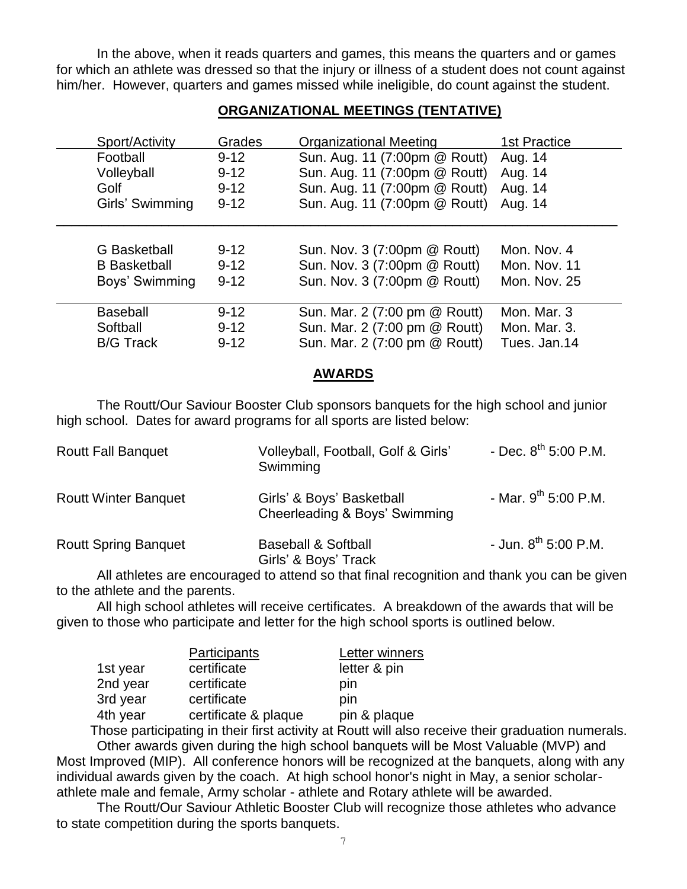In the above, when it reads quarters and games, this means the quarters and or games for which an athlete was dressed so that the injury or illness of a student does not count against him/her. However, quarters and games missed while ineligible, do count against the student.

## ORGANIZATIONAL MEETINGS (TENTATIVE)

| Sport/Activity | Grades | Organizational Meeting | 1st Practice |
|---|---|---|---|
| Football | 9-12 | Sun. Aug. 11 (7:00pm @ Routt) | Aug. 14 |
| Volleyball | 9-12 | Sun. Aug. 11 (7:00pm @ Routt) | Aug. 14 |
| Golf | 9-12 | Sun. Aug. 11 (7:00pm @ Routt) | Aug. 14 |
| Girls' Swimming | 9-12 | Sun. Aug. 11 (7:00pm @ Routt) | Aug. 14 |
| G Basketball | 9-12 | Sun. Nov. 3 (7:00pm @ Routt) | Mon. Nov. 4 |
| B Basketball | 9-12 | Sun. Nov. 3 (7:00pm @ Routt) | Mon. Nov. 11 |
| Boys' Swimming | 9-12 | Sun. Nov. 3 (7:00pm @ Routt) | Mon. Nov. 25 |
| Baseball | 9-12 | Sun. Mar. 2 (7:00 pm @ Routt) | Mon. Mar. 3 |
| Softball | 9-12 | Sun. Mar. 2 (7:00 pm @ Routt) | Mon. Mar. 3. |
| B/G Track | 9-12 | Sun. Mar. 2 (7:00 pm @ Routt) | Tues. Jan.14 |

## AWARDS

The Routt/Our Saviour Booster Club sponsors banquets for the high school and junior high school. Dates for award programs for all sports are listed below:

| | | |
|---|---|---|
| Routt Fall Banquet | Volleyball, Football, Golf & Girls' Swimming | - Dec. 8th 5:00 P.M. |
| Routt Winter Banquet | Girls' & Boys' Basketball Cheerleading & Boys' Swimming | - Mar. 9th 5:00 P.M. |
| Routt Spring Banquet | Baseball & Softball Girls' & Boys' Track | - Jun. 8th 5:00 P.M. |

All athletes are encouraged to attend so that final recognition and thank you can be given to the athlete and the parents.

All high school athletes will receive certificates. A breakdown of the awards that will be given to those who participate and letter for the high school sports is outlined below.

| | Participants | Letter winners |
|---|---|---|
| 1st year | certificate | letter & pin |
| 2nd year | certificate | pin |
| 3rd year | certificate | pin |
| 4th year | certificate & plaque | pin & plaque |

Those participating in their first activity at Routt will also receive their graduation numerals.

Other awards given during the high school banquets will be Most Valuable (MVP) and Most Improved (MIP). All conference honors will be recognized at the banquets, along with any individual awards given by the coach. At high school honor's night in May, a senior scholar-athlete male and female, Army scholar - athlete and Rotary athlete will be awarded.

The Routt/Our Saviour Athletic Booster Club will recognize those athletes who advance to state competition during the sports banquets.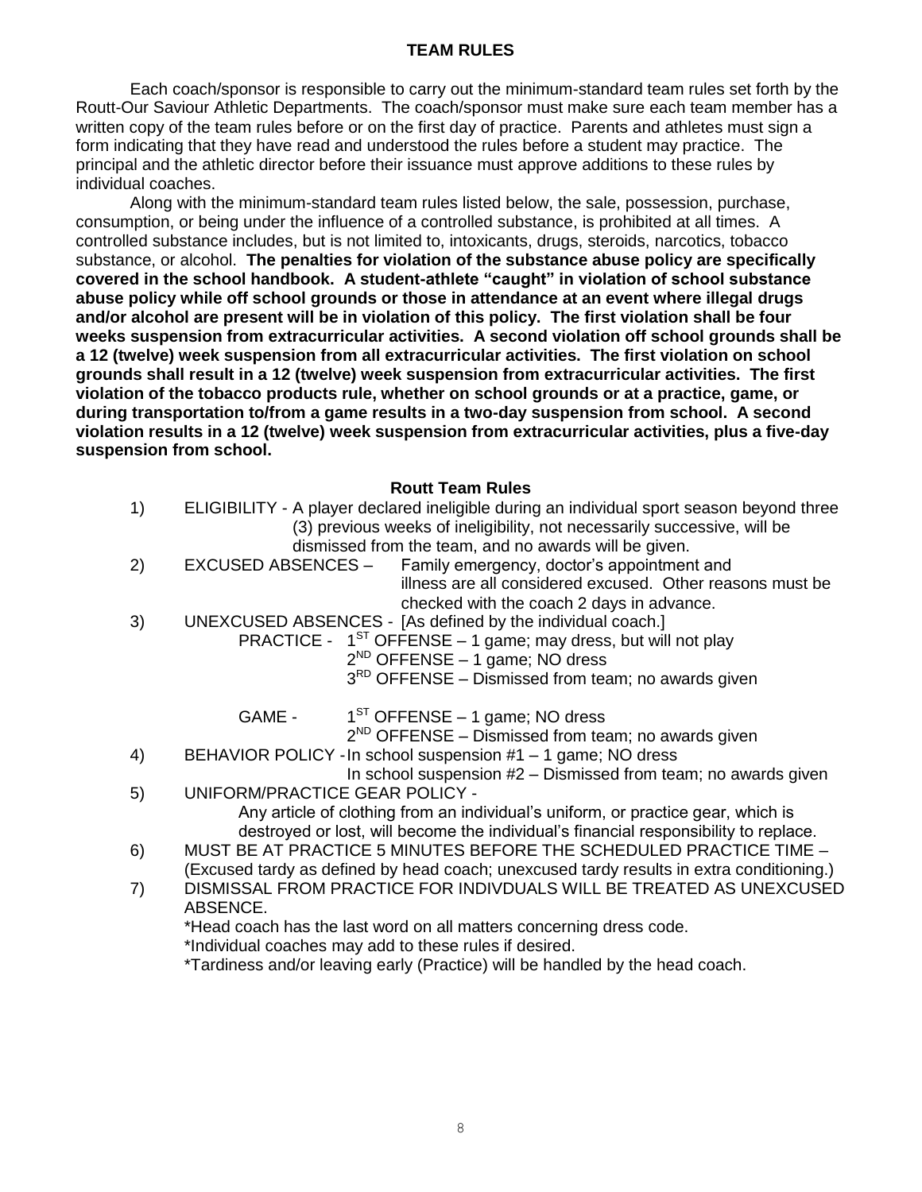# TEAM RULES

Each coach/sponsor is responsible to carry out the minimum-standard team rules set forth by the Routt-Our Saviour Athletic Departments. The coach/sponsor must make sure each team member has a written copy of the team rules before or on the first day of practice. Parents and athletes must sign a form indicating that they have read and understood the rules before a student may practice. The principal and the athletic director before their issuance must approve additions to these rules by individual coaches.

Along with the minimum-standard team rules listed below, the sale, possession, purchase, consumption, or being under the influence of a controlled substance, is prohibited at all times. A controlled substance includes, but is not limited to, intoxicants, drugs, steroids, narcotics, tobacco substance, or alcohol. **The penalties for violation of the substance abuse policy are specifically covered in the school handbook. A student-athlete "caught" in violation of school substance abuse policy while off school grounds or those in attendance at an event where illegal drugs and/or alcohol are present will be in violation of this policy. The first violation shall be four weeks suspension from extracurricular activities. A second violation off school grounds shall be a 12 (twelve) week suspension from all extracurricular activities. The first violation on school grounds shall result in a 12 (twelve) week suspension from extracurricular activities. The first violation of the tobacco products rule, whether on school grounds or at a practice, game, or during transportation to/from a game results in a two-day suspension from school. A second violation results in a 12 (twelve) week suspension from extracurricular activities, plus a five-day suspension from school.**

## Routt Team Rules

1) ELIGIBILITY - A player declared ineligible during an individual sport season beyond three (3) previous weeks of ineligibility, not necessarily successive, will be dismissed from the team, and no awards will be given.
2) EXCUSED ABSENCES – Family emergency, doctor's appointment and illness are all considered excused. Other reasons must be checked with the coach 2 days in advance.
3) UNEXCUSED ABSENCES - [As defined by the individual coach.]
   - PRACTICE -
     - 1ST OFFENSE – 1 game; may dress, but will not play
     - 2ND OFFENSE – 1 game; NO dress
     - 3RD OFFENSE – Dismissed from team; no awards given
   - GAME -
     - 1ST OFFENSE – 1 game; NO dress
     - 2ND OFFENSE – Dismissed from team; no awards given
4) BEHAVIOR POLICY - In school suspension #1 – 1 game; NO dress
   In school suspension #2 – Dismissed from team; no awards given
5) UNIFORM/PRACTICE GEAR POLICY -
   Any article of clothing from an individual's uniform, or practice gear, which is destroyed or lost, will become the individual's financial responsibility to replace.
6) MUST BE AT PRACTICE 5 MINUTES BEFORE THE SCHEDULED PRACTICE TIME – (Excused tardy as defined by head coach; unexcused tardy results in extra conditioning.)
7) DISMISSAL FROM PRACTICE FOR INDIVDUALS WILL BE TREATED AS UNEXCUSED ABSENCE.

   *Head coach has the last word on all matters concerning dress code.
   *Individual coaches may add to these rules if desired.
   *Tardiness and/or leaving early (Practice) will be handled by the head coach.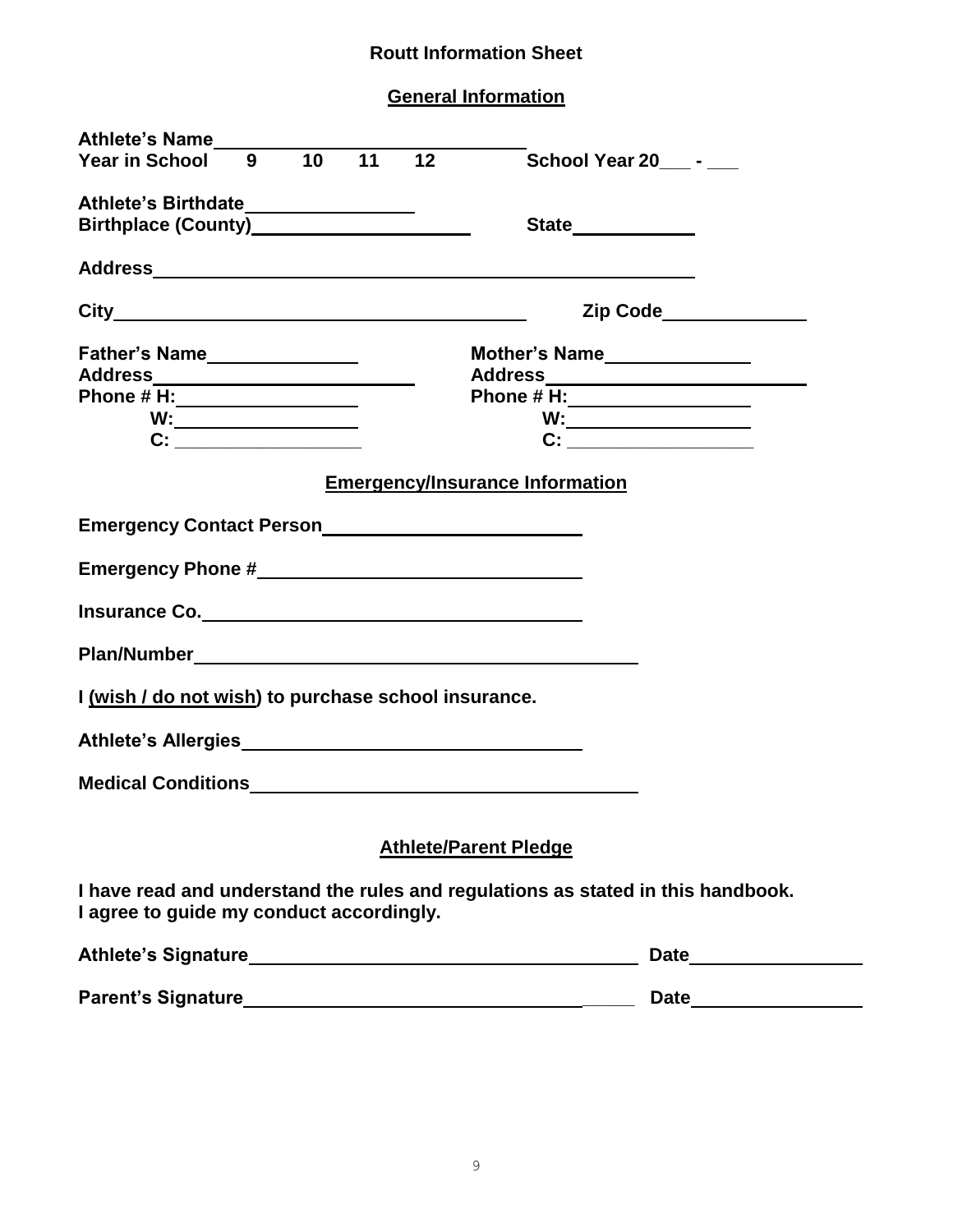**Routt Information Sheet**

## General Information

**Athlete's Name**______________________________

**Year in School 9 10 11 12** **School Year 20___ - ___**

**Athlete's Birthdate**_______________

**Birthplace (County)**___________________ **State**___________

**Address**______________________________________________

**City**_____________________________________ **Zip Code**_____________

**Father's Name**_____________ **Mother's Name**_____________

**Address**_______________________ **Address**_______________________

**Phone # H:**_________________ **Phone # H:**_________________

**W:**_________________ **W:**_________________

**C:** _________________ **C:** _________________

## Emergency/Insurance Information

**Emergency Contact Person**_______________________

**Emergency Phone #**___________________________

**Insurance Co.**_______________________________

**Plan/Number**_________________________________________

**I (wish / do not wish) to purchase school insurance.**

**Athlete's Allergies**______________________________

**Medical Conditions**_________________________________

## Athlete/Parent Pledge

**I have read and understand the rules and regulations as stated in this handbook.**
**I agree to guide my conduct accordingly.**

**Athlete's Signature**___________________________________ **Date**_______________

**Parent's Signature**___________________________________ **Date**_______________